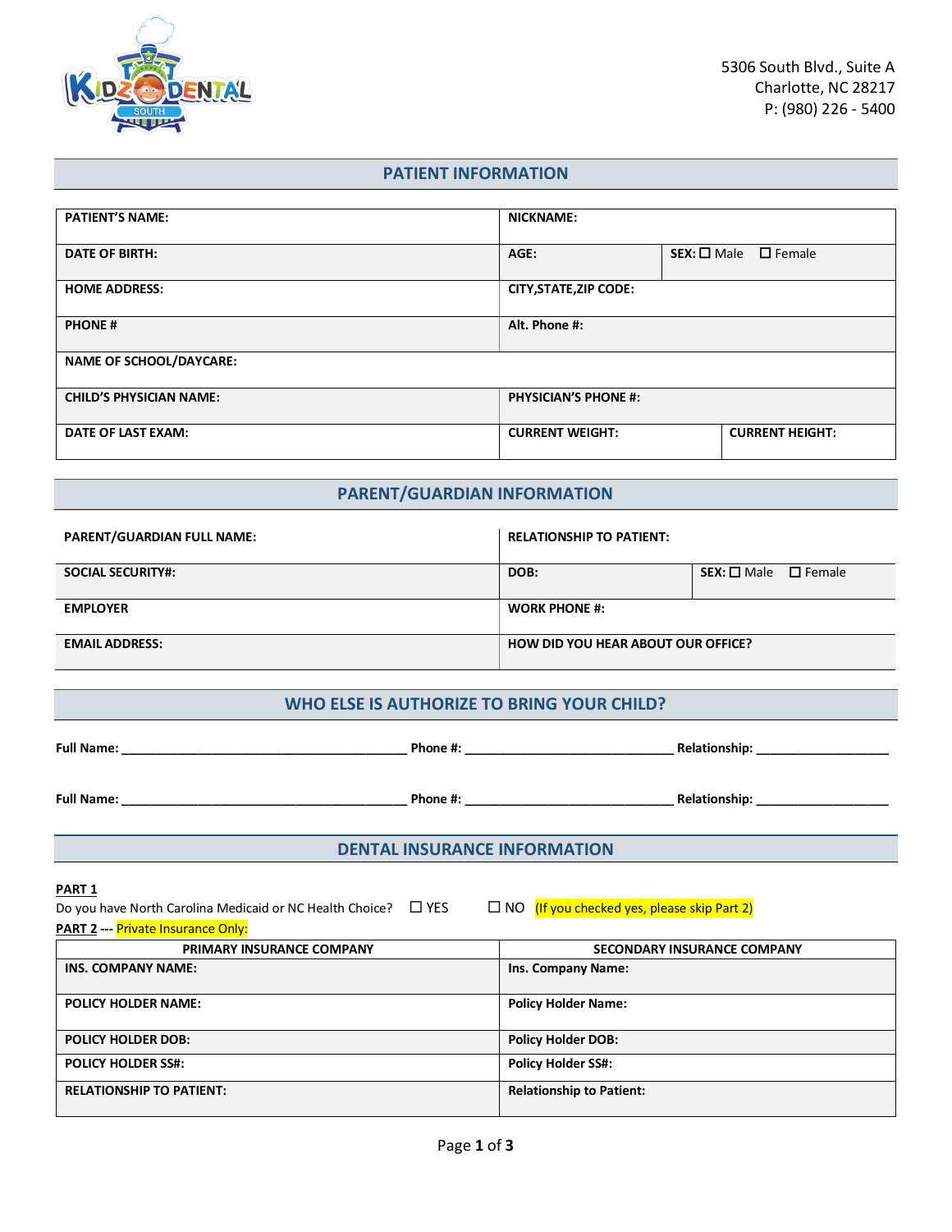5306 South Blvd., Suite A
Charlotte, NC 28217
P: (980) 226 - 5400

## PATIENT INFORMATION

| | | |
|---|---|---|
| **PATIENT'S NAME:** | **NICKNAME:** | |
| **DATE OF BIRTH:** | **AGE:** | **SEX:** ☐ Male ☐ Female |
| **HOME ADDRESS:** | **CITY,STATE,ZIP CODE:** | |
| **PHONE #** | **Alt. Phone #:** | |
| **NAME OF SCHOOL/DAYCARE:** | | |
| **CHILD'S PHYSICIAN NAME:** | **PHYSICIAN'S PHONE #:** | |
| **DATE OF LAST EXAM:** | **CURRENT WEIGHT:** | **CURRENT HEIGHT:** |

## PARENT/GUARDIAN INFORMATION

| | | |
|---|---|---|
| **PARENT/GUARDIAN FULL NAME:** | **RELATIONSHIP TO PATIENT:** | |
| **SOCIAL SECURITY#:** | **DOB:** | **SEX:** ☐ Male ☐ Female |
| **EMPLOYER** | **WORK PHONE #:** | |
| **EMAIL ADDRESS:** | **HOW DID YOU HEAR ABOUT OUR OFFICE?** | |

## WHO ELSE IS AUTHORIZE TO BRING YOUR CHILD?

**Full Name:** ________________________________________ **Phone #:** _____________________________ **Relationship:** ___________________

**Full Name:** ________________________________________ **Phone #:** _____________________________ **Relationship:** ___________________

## DENTAL INSURANCE INFORMATION

**PART 1**

Do you have North Carolina Medicaid or NC Health Choice? ☐ YES ☐ NO (If you checked yes, please skip Part 2)

**PART 2** --- Private Insurance Only:

| PRIMARY INSURANCE COMPANY | SECONDARY INSURANCE COMPANY |
|---|---|
| **INS. COMPANY NAME:** | **Ins. Company Name:** |
| **POLICY HOLDER NAME:** | **Policy Holder Name:** |
| **POLICY HOLDER DOB:** | **Policy Holder DOB:** |
| **POLICY HOLDER SS#:** | **Policy Holder SS#:** |
| **RELATIONSHIP TO PATIENT:** | **Relationship to Patient:** |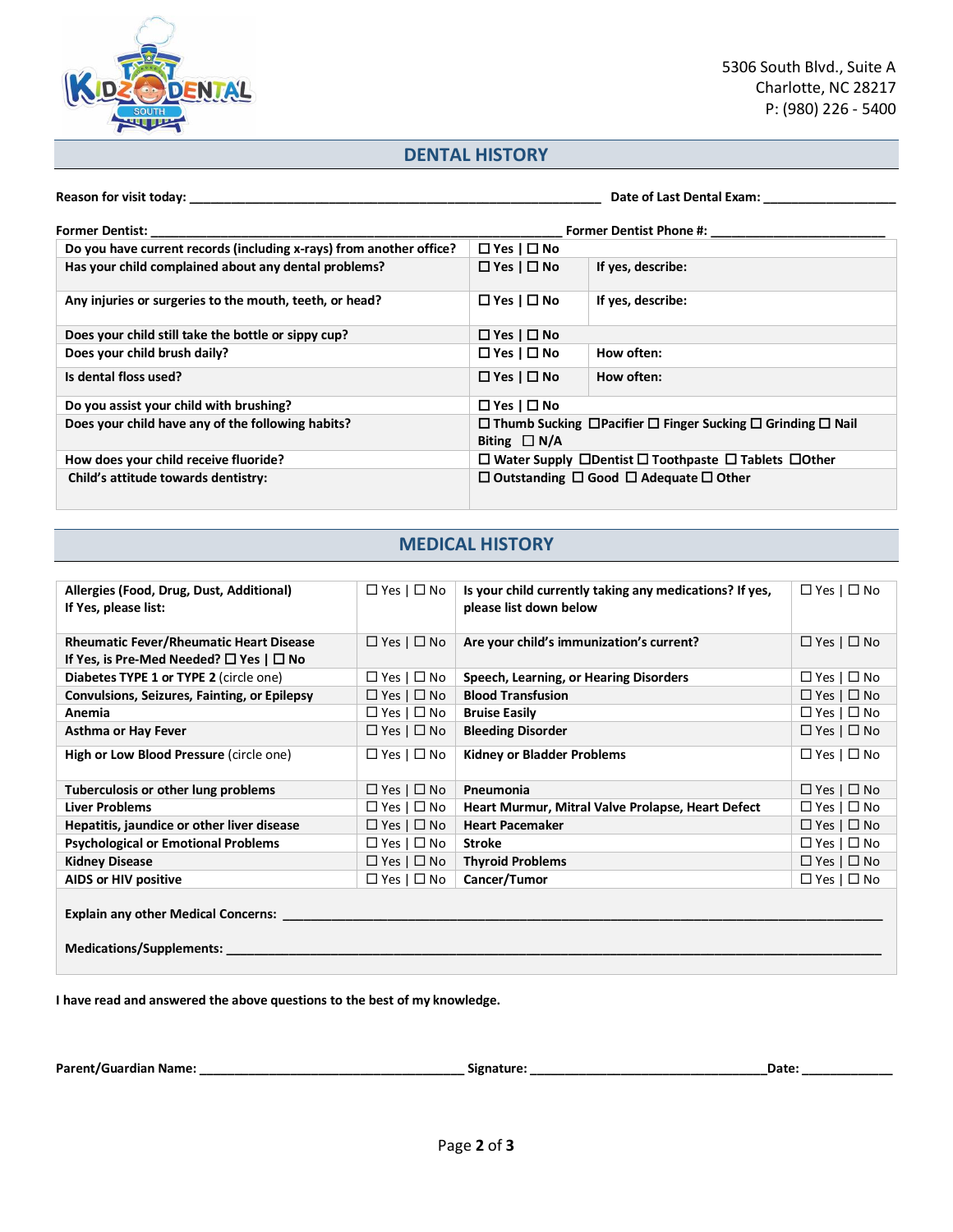5306 South Blvd., Suite A
Charlotte, NC 28217
P: (980) 226 - 5400

## DENTAL HISTORY

**Reason for visit today:** _______________________________________________ **Date of Last Dental Exam:** __________________

**Former Dentist:** _______________________________________________ **Former Dentist Phone #:** ______________________

| | | |
|---|---|---|
| **Do you have current records (including x-rays) from another office?** | ☐ Yes \| ☐ No | |
| **Has your child complained about any dental problems?** | ☐ Yes \| ☐ No | **If yes, describe:** |
| **Any injuries or surgeries to the mouth, teeth, or head?** | ☐ Yes \| ☐ No | **If yes, describe:** |
| **Does your child still take the bottle or sippy cup?** | ☐ Yes \| ☐ No | |
| **Does your child brush daily?** | ☐ Yes \| ☐ No | **How often:** |
| **Is dental floss used?** | ☐ Yes \| ☐ No | **How often:** |
| **Do you assist your child with brushing?** | ☐ Yes \| ☐ No | |
| **Does your child have any of the following habits?** | ☐ Thumb Sucking ☐Pacifier ☐ Finger Sucking ☐ Grinding ☐ Nail Biting ☐ N/A | |
| **How does your child receive fluoride?** | ☐ Water Supply ☐Dentist ☐ Toothpaste ☐ Tablets ☐Other | |
| **Child's attitude towards dentistry:** | ☐ Outstanding ☐ Good ☐ Adequate ☐ Other | |

## MEDICAL HISTORY

| | | | |
|---|---|---|---|
| **Allergies (Food, Drug, Dust, Additional)** **If Yes, please list:** | ☐ Yes \| ☐ No | **Is your child currently taking any medications? If yes, please list down below** | ☐ Yes \| ☐ No |
| **Rheumatic Fever/Rheumatic Heart Disease** **If Yes, is Pre-Med Needed? ☐ Yes \| ☐ No** | ☐ Yes \| ☐ No | **Are your child's immunization's current?** | ☐ Yes \| ☐ No |
| **Diabetes TYPE 1 or TYPE 2** (circle one) | ☐ Yes \| ☐ No | **Speech, Learning, or Hearing Disorders** | ☐ Yes \| ☐ No |
| **Convulsions, Seizures, Fainting, or Epilepsy** | ☐ Yes \| ☐ No | **Blood Transfusion** | ☐ Yes \| ☐ No |
| **Anemia** | ☐ Yes \| ☐ No | **Bruise Easily** | ☐ Yes \| ☐ No |
| **Asthma or Hay Fever** | ☐ Yes \| ☐ No | **Bleeding Disorder** | ☐ Yes \| ☐ No |
| **High or Low Blood Pressure** (circle one) | ☐ Yes \| ☐ No | **Kidney or Bladder Problems** | ☐ Yes \| ☐ No |
| **Tuberculosis or other lung problems** | ☐ Yes \| ☐ No | **Pneumonia** | ☐ Yes \| ☐ No |
| **Liver Problems** | ☐ Yes \| ☐ No | **Heart Murmur, Mitral Valve Prolapse, Heart Defect** | ☐ Yes \| ☐ No |
| **Hepatitis, jaundice or other liver disease** | ☐ Yes \| ☐ No | **Heart Pacemaker** | ☐ Yes \| ☐ No |
| **Psychological or Emotional Problems** | ☐ Yes \| ☐ No | **Stroke** | ☐ Yes \| ☐ No |
| **Kidney Disease** | ☐ Yes \| ☐ No | **Thyroid Problems** | ☐ Yes \| ☐ No |
| **AIDS or HIV positive** | ☐ Yes \| ☐ No | **Cancer/Tumor** | ☐ Yes \| ☐ No |

**Explain any other Medical Concerns:** ______________________________________________________________________

**Medications/Supplements:** ______________________________________________________________________

**I have read and answered the above questions to the best of my knowledge.**

**Parent/Guardian Name:** ________________________________ **Signature:** ______________________________ **Date:** ____________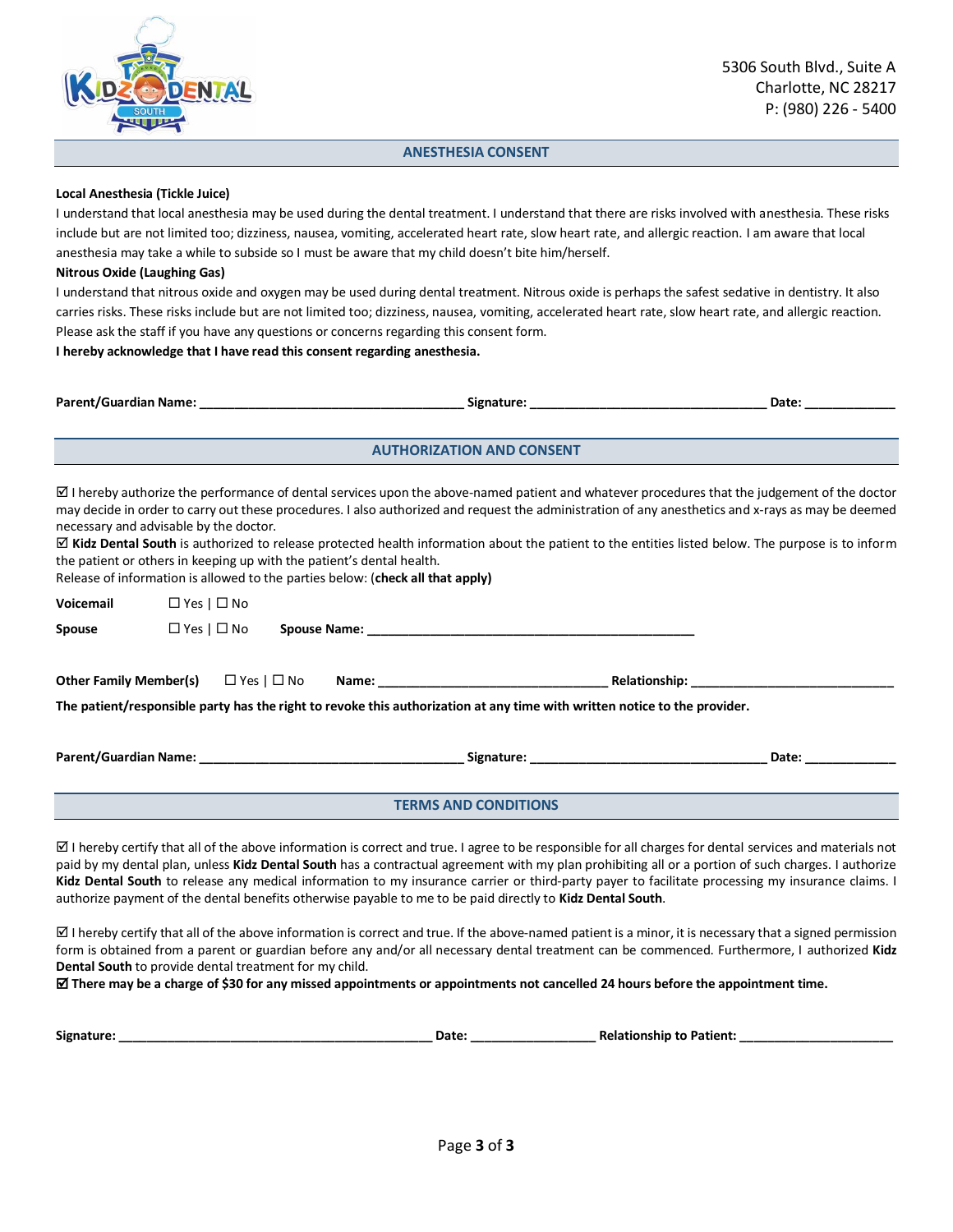5306 South Blvd., Suite A
Charlotte, NC 28217
P: (980) 226 - 5400

## ANESTHESIA CONSENT

**Local Anesthesia (Tickle Juice)**

I understand that local anesthesia may be used during the dental treatment. I understand that there are risks involved with anesthesia. These risks include but are not limited too; dizziness, nausea, vomiting, accelerated heart rate, slow heart rate, and allergic reaction. I am aware that local anesthesia may take a while to subside so I must be aware that my child doesn't bite him/herself.

**Nitrous Oxide (Laughing Gas)**

I understand that nitrous oxide and oxygen may be used during dental treatment. Nitrous oxide is perhaps the safest sedative in dentistry. It also carries risks. These risks include but are not limited too; dizziness, nausea, vomiting, accelerated heart rate, slow heart rate, and allergic reaction. Please ask the staff if you have any questions or concerns regarding this consent form.

**I hereby acknowledge that I have read this consent regarding anesthesia.**

**Parent/Guardian Name:** ______________________ **Signature:** ______________________ **Date:** __________

## AUTHORIZATION AND CONSENT

☑ I hereby authorize the performance of dental services upon the above-named patient and whatever procedures that the judgement of the doctor may decide in order to carry out these procedures. I also authorized and request the administration of any anesthetics and x-rays as may be deemed necessary and advisable by the doctor.

☑ **Kidz Dental South** is authorized to release protected health information about the patient to the entities listed below. The purpose is to inform the patient or others in keeping up with the patient's dental health.

Release of information is allowed to the parties below: (**check all that apply**)

**Voicemail** ☐ Yes | ☐ No

**Spouse** ☐ Yes | ☐ No **Spouse Name:** ______________________

**Other Family Member(s)** ☐ Yes | ☐ No **Name:** ______________________ **Relationship:** ______________________

**The patient/responsible party has the right to revoke this authorization at any time with written notice to the provider.**

**Parent/Guardian Name:** ______________________ **Signature:** ______________________ **Date:** __________

## TERMS AND CONDITIONS

☑ I hereby certify that all of the above information is correct and true. I agree to be responsible for all charges for dental services and materials not paid by my dental plan, unless **Kidz Dental South** has a contractual agreement with my plan prohibiting all or a portion of such charges. I authorize **Kidz Dental South** to release any medical information to my insurance carrier or third-party payer to facilitate processing my insurance claims. I authorize payment of the dental benefits otherwise payable to me to be paid directly to **Kidz Dental South**.

☑ I hereby certify that all of the above information is correct and true. If the above-named patient is a minor, it is necessary that a signed permission form is obtained from a parent or guardian before any and/or all necessary dental treatment can be commenced. Furthermore, I authorized **Kidz Dental South** to provide dental treatment for my child.

☑ **There may be a charge of $30 for any missed appointments or appointments not cancelled 24 hours before the appointment time.**

**Signature:** ______________________ **Date:** __________ **Relationship to Patient:** ______________________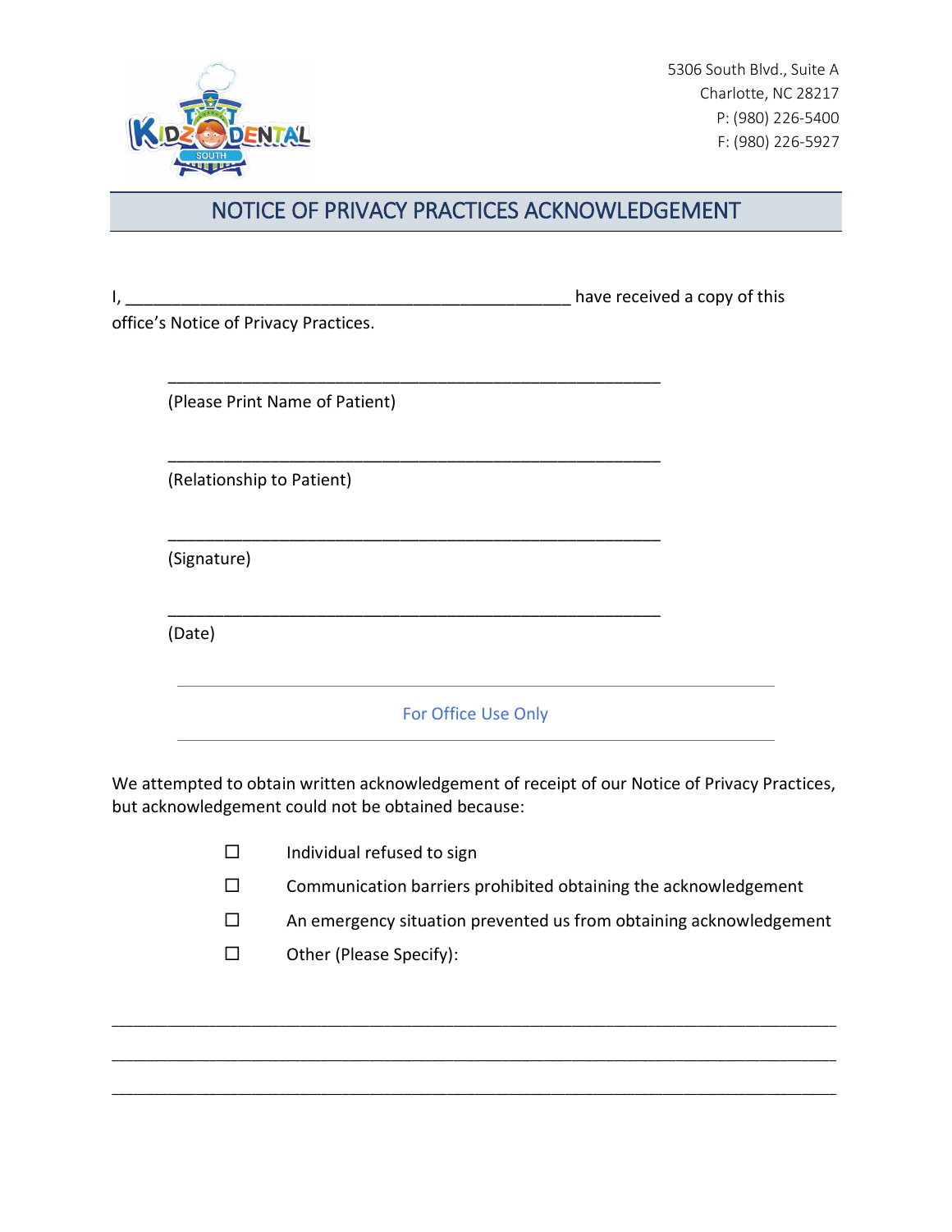5306 South Blvd., Suite A
Charlotte, NC 28217
P: (980) 226-5400
F: (980) 226-5927

# NOTICE OF PRIVACY PRACTICES ACKNOWLEDGEMENT

I, _________________________________________________ have received a copy of this office's Notice of Privacy Practices.

______________________________________________________
(Please Print Name of Patient)

______________________________________________________
(Relationship to Patient)

______________________________________________________
(Signature)

______________________________________________________
(Date)

---

For Office Use Only

---

We attempted to obtain written acknowledgement of receipt of our Notice of Privacy Practices, but acknowledgement could not be obtained because:

- ☐ Individual refused to sign
- ☐ Communication barriers prohibited obtaining the acknowledgement
- ☐ An emergency situation prevented us from obtaining acknowledgement
- ☐ Other (Please Specify):

________________________________________________________________________________

________________________________________________________________________________

________________________________________________________________________________